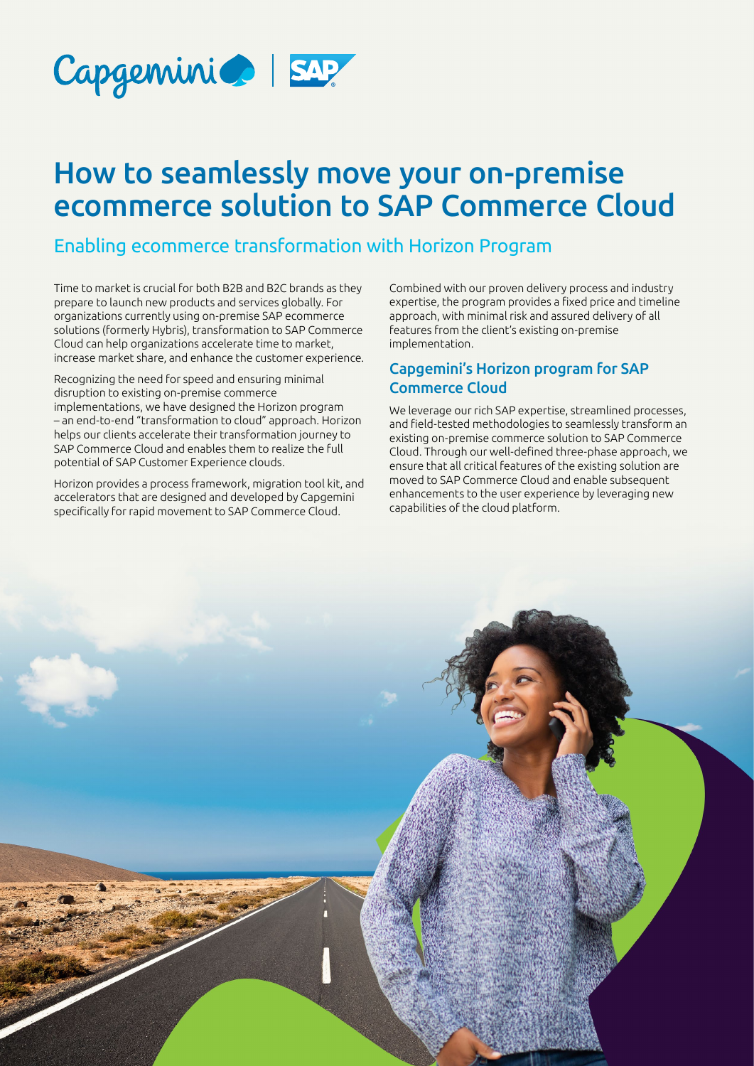# How to seamlessly move your on-premise ecommerce solution to SAP Commerce Cloud

## Enabling ecommerce transformation with Horizon Program

Time to market is crucial for both B2B and B2C brands as they prepare to launch new products and services globally. For organizations currently using on-premise SAP ecommerce solutions (formerly Hybris), transformation to SAP Commerce Cloud can help organizations accelerate time to market, increase market share, and enhance the customer experience.

Recognizing the need for speed and ensuring minimal disruption to existing on-premise commerce implementations, we have designed the Horizon program – an end-to-end "transformation to cloud" approach. Horizon helps our clients accelerate their transformation journey to SAP Commerce Cloud and enables them to realize the full potential of SAP Customer Experience clouds.

Horizon provides a process framework, migration tool kit, and accelerators that are designed and developed by Capgemini specifically for rapid movement to SAP Commerce Cloud.

Combined with our proven delivery process and industry expertise, the program provides a fixed price and timeline approach, with minimal risk and assured delivery of all features from the client's existing on-premise implementation.

### Capgemini's Horizon program for SAP Commerce Cloud

We leverage our rich SAP expertise, streamlined processes, and field-tested methodologies to seamlessly transform an existing on-premise commerce solution to SAP Commerce Cloud. Through our well-defined three-phase approach, we ensure that all critical features of the existing solution are moved to SAP Commerce Cloud and enable subsequent enhancements to the user experience by leveraging new capabilities of the cloud platform.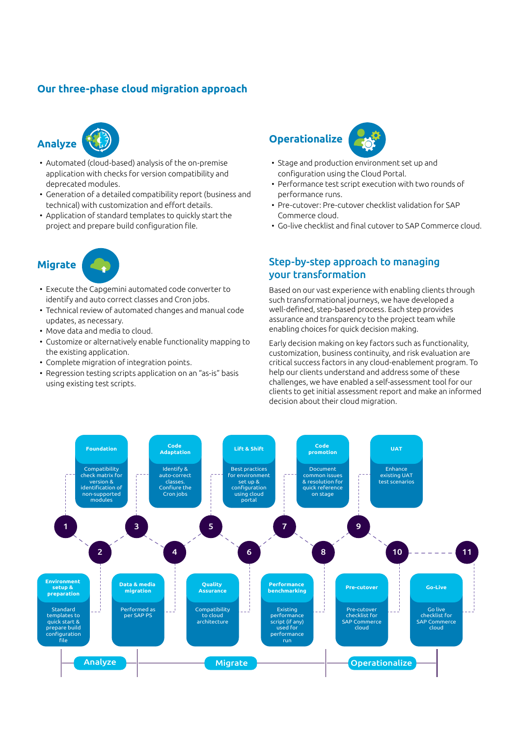## Our three-phase cloud migration approach

### Analyze

- Automated (cloud-based) analysis of the on-premise application with checks for version compatibility and deprecated modules.
- Generation of a detailed compatibility report (business and technical) with customization and effort details.
- Application of standard templates to quickly start the project and prepare build configuration file.

### Migrate

- Execute the Capgemini automated code converter to identify and auto correct classes and Cron jobs.
- Technical review of automated changes and manual code updates, as necessary.
- Move data and media to cloud.
- Customize or alternatively enable functionality mapping to the existing application.
- Complete migration of integration points.
- Regression testing scripts application on an "as-is" basis using existing test scripts.

### Operationalize

- Stage and production environment set up and configuration using the Cloud Portal.
- Performance test script execution with two rounds of performance runs.
- Pre-cutover: Pre-cutover checklist validation for SAP Commerce cloud.
- Go-live checklist and final cutover to SAP Commerce cloud.

## Step-by-step approach to managing your transformation

Based on our vast experience with enabling clients through such transformational journeys, we have developed a well-defined, step-based process. Each step provides assurance and transparency to the project team while enabling choices for quick decision making.

Early decision making on key factors such as functionality, customization, business continuity, and risk evaluation are critical success factors in any cloud-enablement program. To help our clients understand and address some of these challenges, we have enabled a self-assessment tool for our clients to get initial assessment report and make an informed decision about their cloud migration.

**Analyze**

1. **Foundation** – Compatibility check matrix for version & identification of non-supported modules
2. **Environment setup & preparation** – Standard templates to quick start & prepare build configuration file

**Migrate**

3. **Code Adaptation** – Identify & auto-correct classes. Confiure the Cron jobs
4. **Data & media migration** – Performed as per SAP PS
5. **Lift & Shift** – Best practices for environment set up & configuration using cloud portal
6. **Quality Assurance** – Compatibility to cloud architecture
7. **Code promotion** – Document common issues & resolution for quick reference on stage

**Operationalize**

8. **Performance benchmarking** – Existing performance script (if any) used for performance run
9. **UAT** – Enhance existing UAT test scenarios
10. **Pre-cutover** – Pre-cutover checklist for SAP Commerce cloud
11. **Go-Live** – Go live checklist for SAP Commerce cloud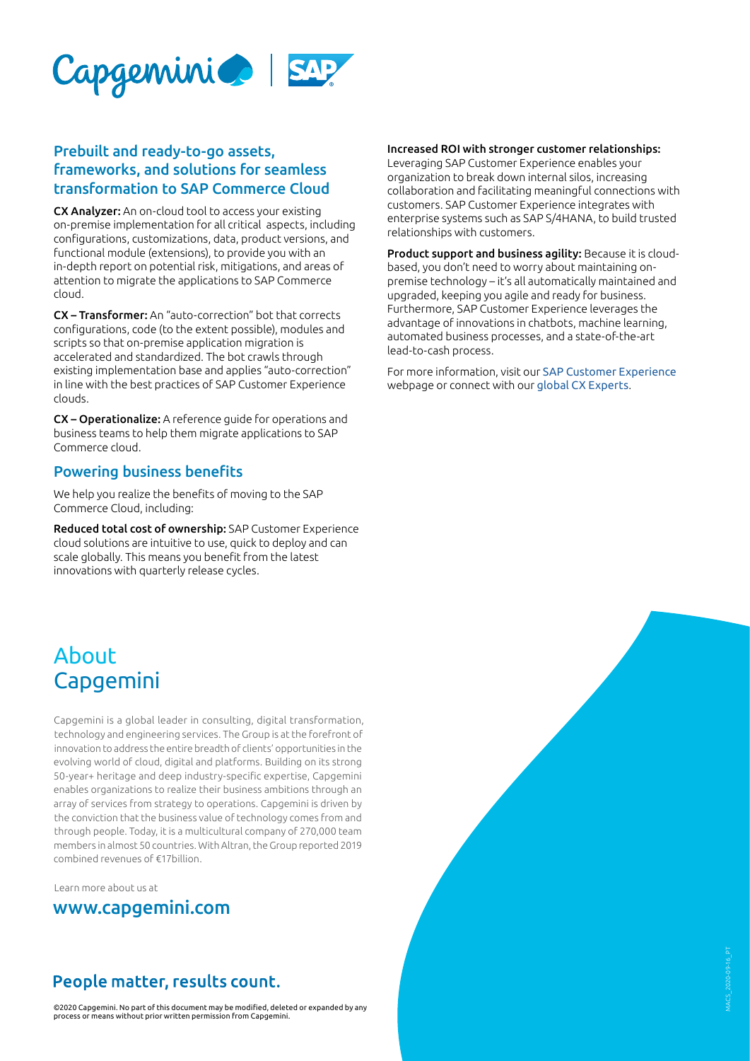## Prebuilt and ready-to-go assets, frameworks, and solutions for seamless transformation to SAP Commerce Cloud

**CX Analyzer:** An on-cloud tool to access your existing on-premise implementation for all critical aspects, including configurations, customizations, data, product versions, and functional module (extensions), to provide you with an in-depth report on potential risk, mitigations, and areas of attention to migrate the applications to SAP Commerce cloud.

**CX – Transformer:** An "auto-correction" bot that corrects configurations, code (to the extent possible), modules and scripts so that on-premise application migration is accelerated and standardized. The bot crawls through existing implementation base and applies "auto-correction" in line with the best practices of SAP Customer Experience clouds.

**CX – Operationalize:** A reference guide for operations and business teams to help them migrate applications to SAP Commerce cloud.

## Powering business benefits

We help you realize the benefits of moving to the SAP Commerce Cloud, including:

**Reduced total cost of ownership:** SAP Customer Experience cloud solutions are intuitive to use, quick to deploy and can scale globally. This means you benefit from the latest innovations with quarterly release cycles.

**Increased ROI with stronger customer relationships:** Leveraging SAP Customer Experience enables your organization to break down internal silos, increasing collaboration and facilitating meaningful connections with customers. SAP Customer Experience integrates with enterprise systems such as SAP S/4HANA, to build trusted relationships with customers.

**Product support and business agility:** Because it is cloud-based, you don't need to worry about maintaining on-premise technology – it's all automatically maintained and upgraded, keeping you agile and ready for business. Furthermore, SAP Customer Experience leverages the advantage of innovations in chatbots, machine learning, automated business processes, and a state-of-the-art lead-to-cash process.

For more information, visit our SAP Customer Experience webpage or connect with our global CX Experts.

# About Capgemini

Capgemini is a global leader in consulting, digital transformation, technology and engineering services. The Group is at the forefront of innovation to address the entire breadth of clients' opportunities in the evolving world of cloud, digital and platforms. Building on its strong 50-year+ heritage and deep industry-specific expertise, Capgemini enables organizations to realize their business ambitions through an array of services from strategy to operations. Capgemini is driven by the conviction that the business value of technology comes from and through people. Today, it is a multicultural company of 270,000 team members in almost 50 countries. With Altran, the Group reported 2019 combined revenues of €17billion.

Learn more about us at

## www.capgemini.com

## People matter, results count.

©2020 Capgemini. No part of this document may be modified, deleted or expanded by any process or means without prior written permission from Capgemini.

MACS_2020-09-16_PT